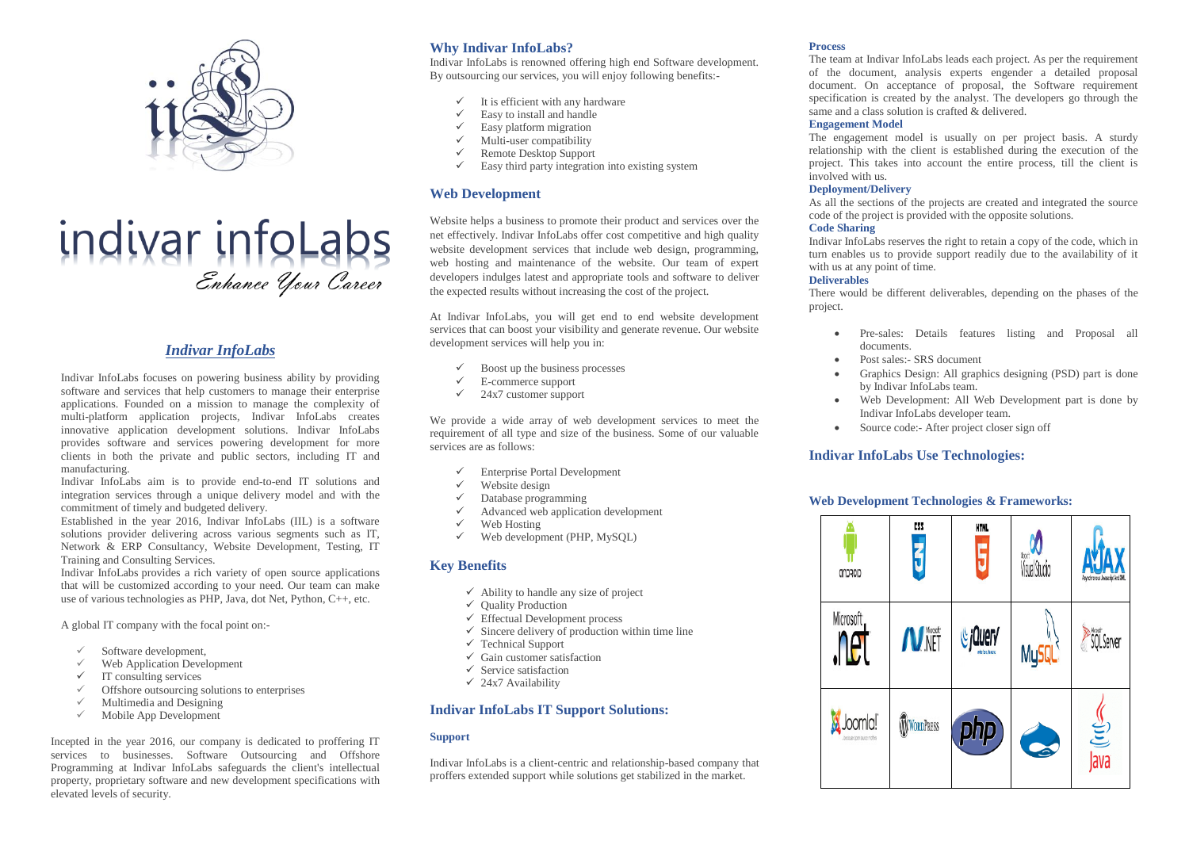# indivar infoLabs

*Enhance Your Career*

## *Indivar InfoLabs*

Indivar InfoLabs focuses on powering business ability by providing software and services that help customers to manage their enterprise applications. Founded on a mission to manage the complexity of multi-platform application projects, Indivar InfoLabs creates innovative application development solutions. Indivar InfoLabs provides software and services powering development for more clients in both the private and public sectors, including IT and manufacturing.

Indivar InfoLabs aim is to provide end-to-end IT solutions and integration services through a unique delivery model and with the commitment of timely and budgeted delivery.

Established in the year 2016, Indivar InfoLabs (IIL) is a software solutions provider delivering across various segments such as IT, Network & ERP Consultancy, Website Development, Testing, IT Training and Consulting Services.

Indivar InfoLabs provides a rich variety of open source applications that will be customized according to your need. Our team can make use of various technologies as PHP, Java, dot Net, Python, C++, etc.

A global IT company with the focal point on:-

- ✓ Software development,
- ✓ Web Application Development
- ✓ IT consulting services
- ✓ Offshore outsourcing solutions to enterprises
- ✓ Multimedia and Designing
- ✓ Mobile App Development

Incepted in the year 2016, our company is dedicated to proffering IT services to businesses. Software Outsourcing and Offshore Programming at Indivar InfoLabs safeguards the client's intellectual property, proprietary software and new development specifications with elevated levels of security.

## Why Indivar InfoLabs?

Indivar InfoLabs is renowned offering high end Software development. By outsourcing our services, you will enjoy following benefits:-

- ✓ It is efficient with any hardware
- ✓ Easy to install and handle
- ✓ Easy platform migration
- ✓ Multi-user compatibility
- ✓ Remote Desktop Support
- ✓ Easy third party integration into existing system

## Web Development

Website helps a business to promote their product and services over the net effectively. Indivar InfoLabs offer cost competitive and high quality website development services that include web design, programming, web hosting and maintenance of the website. Our team of expert developers indulges latest and appropriate tools and software to deliver the expected results without increasing the cost of the project.

At Indivar InfoLabs, you will get end to end website development services that can boost your visibility and generate revenue. Our website development services will help you in:

- ✓ Boost up the business processes
- ✓ E-commerce support
- ✓ 24x7 customer support

We provide a wide array of web development services to meet the requirement of all type and size of the business. Some of our valuable services are as follows:

- ✓ Enterprise Portal Development
- ✓ Website design
- ✓ Database programming
- ✓ Advanced web application development
- ✓ Web Hosting
- ✓ Web development (PHP, MySQL)

## Key Benefits

- ✓ Ability to handle any size of project
- ✓ Quality Production
- ✓ Effectual Development process
- ✓ Sincere delivery of production within time line
- ✓ Technical Support
- ✓ Gain customer satisfaction
- ✓ Service satisfaction
- ✓ 24x7 Availability

## Indivar InfoLabs IT Support Solutions:

### Support

Indivar InfoLabs is a client-centric and relationship-based company that proffers extended support while solutions get stabilized in the market.

### Process

The team at Indivar InfoLabs leads each project. As per the requirement of the document, analysis experts engender a detailed proposal document. On acceptance of proposal, the Software requirement specification is created by the analyst. The developers go through the same and a class solution is crafted & delivered.

### Engagement Model

The engagement model is usually on per project basis. A sturdy relationship with the client is established during the execution of the project. This takes into account the entire process, till the client is involved with us.

### Deployment/Delivery

As all the sections of the projects are created and integrated the source code of the project is provided with the opposite solutions.

### Code Sharing

Indivar InfoLabs reserves the right to retain a copy of the code, which in turn enables us to provide support readily due to the availability of it with us at any point of time.

### Deliverables

There would be different deliverables, depending on the phases of the project.

- Pre-sales: Details features listing and Proposal all documents.
- Post sales:- SRS document
- Graphics Design: All graphics designing (PSD) part is done by Indivar InfoLabs team.
- Web Development: All Web Development part is done by Indivar InfoLabs developer team.
- Source code:- After project closer sign off

## Indivar InfoLabs Use Technologies:

### Web Development Technologies & Frameworks:

| | | | | |
|---|---|---|---|---|
| Android | CSS3 | HTML5 | Visual Studio | AJAX |
| Microsoft .net | Microsoft .NET | jQuery | MySQL | Microsoft SQL Server |
| Joomla! | WordPress | php | Drupal | Java |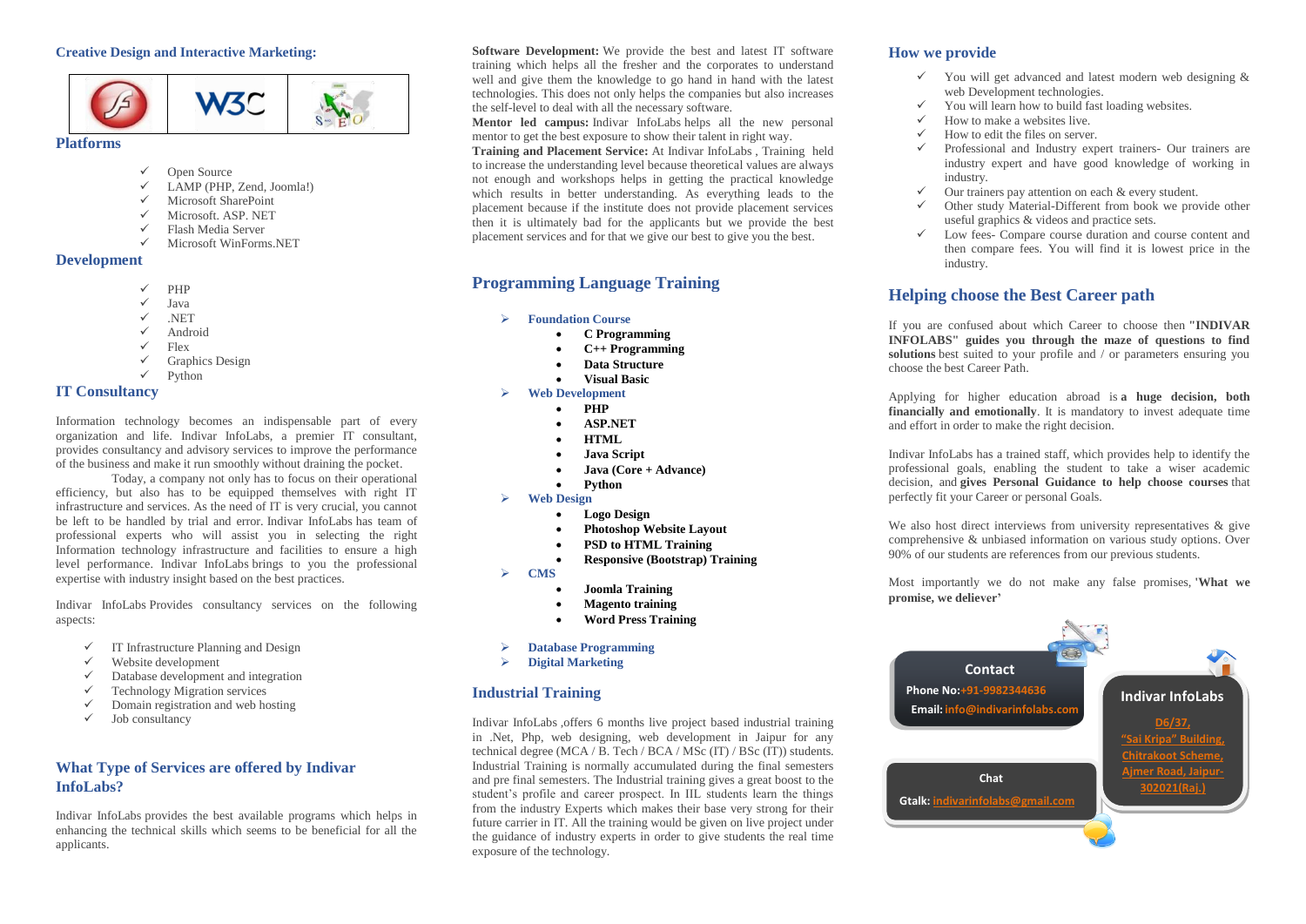### Creative Design and Interactive Marketing:

### Platforms

- ✓ Open Source
- ✓ LAMP (PHP, Zend, Joomla!)
- ✓ Microsoft SharePoint
- ✓ Microsoft. ASP. NET
- ✓ Flash Media Server
- ✓ Microsoft WinForms.NET

### Development

- ✓ PHP
- ✓ Java
- ✓ .NET
- ✓ Android
- ✓ Flex
- ✓ Graphics Design
- ✓ Python

## IT Consultancy

Information technology becomes an indispensable part of every organization and life. Indivar InfoLabs, a premier IT consultant, provides consultancy and advisory services to improve the performance of the business and make it run smoothly without draining the pocket.

Today, a company not only has to focus on their operational efficiency, but also has to be equipped themselves with right IT infrastructure and services. As the need of IT is very crucial, you cannot be left to be handled by trial and error. Indivar InfoLabs has team of professional experts who will assist you in selecting the right Information technology infrastructure and facilities to ensure a high level performance. Indivar InfoLabs brings to you the professional expertise with industry insight based on the best practices.

Indivar InfoLabs Provides consultancy services on the following aspects:

- ✓ IT Infrastructure Planning and Design
- ✓ Website development
- ✓ Database development and integration
- ✓ Technology Migration services
- ✓ Domain registration and web hosting
- ✓ Job consultancy

## What Type of Services are offered by Indivar InfoLabs?

Indivar InfoLabs provides the best available programs which helps in enhancing the technical skills which seems to be beneficial for all the applicants.

**Software Development:** We provide the best and latest IT software training which helps all the fresher and the corporates to understand well and give them the knowledge to go hand in hand with the latest technologies. This does not only helps the companies but also increases the self-level to deal with all the necessary software.

**Mentor led campus:** Indivar InfoLabs helps all the new personal mentor to get the best exposure to show their talent in right way.

**Training and Placement Service:** At Indivar InfoLabs , Training held to increase the understanding level because theoretical values are always not enough and workshops helps in getting the practical knowledge which results in better understanding. As everything leads to the placement because if the institute does not provide placement services then it is ultimately bad for the applicants but we provide the best placement services and for that we give our best to give you the best.

## Programming Language Training

- **Foundation Course**
  - **C Programming**
  - **C++ Programming**
  - **Data Structure**
  - **Visual Basic**
- **Web Development**
  - **PHP**
  - **ASP.NET**
  - **HTML**
  - **Java Script**
  - **Java (Core + Advance)**
  - **Python**
- **Web Design**
  - **Logo Design**
  - **Photoshop Website Layout**
  - **PSD to HTML Training**
  - **Responsive (Bootstrap) Training**
- **CMS**
  - **Joomla Training**
  - **Magento training**
  - **Word Press Training**
- **Database Programming**
- **Digital Marketing**

## Industrial Training

Indivar InfoLabs ,offers 6 months live project based industrial training in .Net, Php, web designing, web development in Jaipur for any technical degree (MCA / B. Tech / BCA / MSc (IT) / BSc (IT)) students. Industrial Training is normally accumulated during the final semesters and pre final semesters. The Industrial training gives a great boost to the student's profile and career prospect. In IIL students learn the things from the industry Experts which makes their base very strong for their future carrier in IT. All the training would be given on live project under the guidance of industry experts in order to give students the real time exposure of the technology.

## How we provide

- ✓ You will get advanced and latest modern web designing & web Development technologies.
- ✓ You will learn how to build fast loading websites.
- ✓ How to make a websites live.
- ✓ How to edit the files on server.
- ✓ Professional and Industry expert trainers- Our trainers are industry expert and have good knowledge of working in industry.
- ✓ Our trainers pay attention on each & every student.
- ✓ Other study Material-Different from book we provide other useful graphics & videos and practice sets.
- ✓ Low fees- Compare course duration and course content and then compare fees. You will find it is lowest price in the industry.

## Helping choose the Best Career path

If you are confused about which Career to choose then **"INDIVAR INFOLABS" guides you through the maze of questions to find solutions** best suited to your profile and / or parameters ensuring you choose the best Career Path.

Applying for higher education abroad is **a huge decision, both financially and emotionally**. It is mandatory to invest adequate time and effort in order to make the right decision.

Indivar InfoLabs has a trained staff, which provides help to identify the professional goals, enabling the student to take a wiser academic decision, and **gives Personal Guidance to help choose courses** that perfectly fit your Career or personal Goals.

We also host direct interviews from university representatives & give comprehensive & unbiased information on various study options. Over 90% of our students are references from our previous students.

Most importantly we do not make any false promises, **'What we promise, we deliever'**

**Contact**

**Phone No:** +91-9982344636

**Email:** info@indivarinfolabs.com

**Chat**

**Gtalk:** indivarinfolabs@gmail.com

**Indivar InfoLabs**

D6/37,
"Sai Kripa" Building,
Chitrakoot Scheme,
Ajmer Road, Jaipur-302021(Raj.)